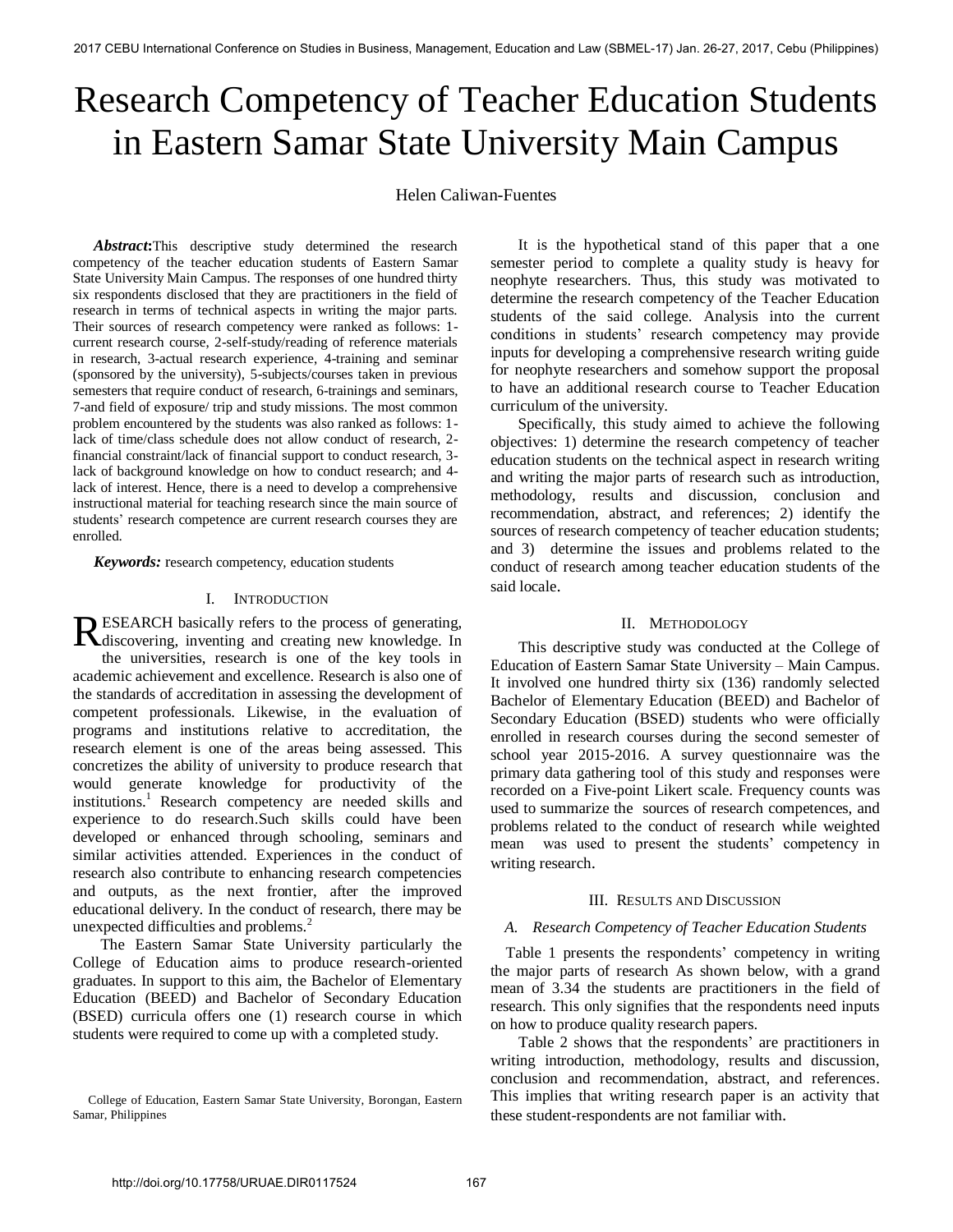# Research Competency of Teacher Education Students in Eastern Samar State University Main Campus

Helen Caliwan-Fuentes

***Abstract*:**This descriptive study determined the research competency of the teacher education students of Eastern Samar State University Main Campus. The responses of one hundred thirty six respondents disclosed that they are practitioners in the field of research in terms of technical aspects in writing the major parts. Their sources of research competency were ranked as follows: 1-current research course, 2-self-study/reading of reference materials in research, 3-actual research experience, 4-training and seminar (sponsored by the university), 5-subjects/courses taken in previous semesters that require conduct of research, 6-trainings and seminars, 7-and field of exposure/ trip and study missions. The most common problem encountered by the students was also ranked as follows: 1-lack of time/class schedule does not allow conduct of research, 2-financial constraint/lack of financial support to conduct research, 3-lack of background knowledge on how to conduct research; and 4-lack of interest. Hence, there is a need to develop a comprehensive instructional material for teaching research since the main source of students' research competence are current research courses they are enrolled.

***Keywords:*** research competency, education students

## I. Introduction

RESEARCH basically refers to the process of generating, discovering, inventing and creating new knowledge. In the universities, research is one of the key tools in academic achievement and excellence. Research is also one of the standards of accreditation in assessing the development of competent professionals. Likewise, in the evaluation of programs and institutions relative to accreditation, the research element is one of the areas being assessed. This concretizes the ability of university to produce research that would generate knowledge for productivity of the institutions.[1] Research competency are needed skills and experience to do research.Such skills could have been developed or enhanced through schooling, seminars and similar activities attended. Experiences in the conduct of research also contribute to enhancing research competencies and outputs, as the next frontier, after the improved educational delivery. In the conduct of research, there may be unexpected difficulties and problems.[2]

The Eastern Samar State University particularly the College of Education aims to produce research-oriented graduates. In support to this aim, the Bachelor of Elementary Education (BEED) and Bachelor of Secondary Education (BSED) curricula offers one (1) research course in which students were required to come up with a completed study.

College of Education, Eastern Samar State University, Borongan, Eastern Samar, Philippines

It is the hypothetical stand of this paper that a one semester period to complete a quality study is heavy for neophyte researchers. Thus, this study was motivated to determine the research competency of the Teacher Education students of the said college. Analysis into the current conditions in students' research competency may provide inputs for developing a comprehensive research writing guide for neophyte researchers and somehow support the proposal to have an additional research course to Teacher Education curriculum of the university.

Specifically, this study aimed to achieve the following objectives: 1) determine the research competency of teacher education students on the technical aspect in research writing and writing the major parts of research such as introduction, methodology, results and discussion, conclusion and recommendation, abstract, and references; 2) identify the sources of research competency of teacher education students; and 3) determine the issues and problems related to the conduct of research among teacher education students of the said locale.

## II. Methodology

This descriptive study was conducted at the College of Education of Eastern Samar State University – Main Campus. It involved one hundred thirty six (136) randomly selected Bachelor of Elementary Education (BEED) and Bachelor of Secondary Education (BSED) students who were officially enrolled in research courses during the second semester of school year 2015-2016. A survey questionnaire was the primary data gathering tool of this study and responses were recorded on a Five-point Likert scale. Frequency counts was used to summarize the sources of research competences, and problems related to the conduct of research while weighted mean was used to present the students' competency in writing research.

## III. Results and Discussion

### *A. Research Competency of Teacher Education Students*

Table 1 presents the respondents' competency in writing the major parts of research As shown below, with a grand mean of 3.34 the students are practitioners in the field of research. This only signifies that the respondents need inputs on how to produce quality research papers.

Table 2 shows that the respondents' are practitioners in writing introduction, methodology, results and discussion, conclusion and recommendation, abstract, and references. This implies that writing research paper is an activity that these student-respondents are not familiar with.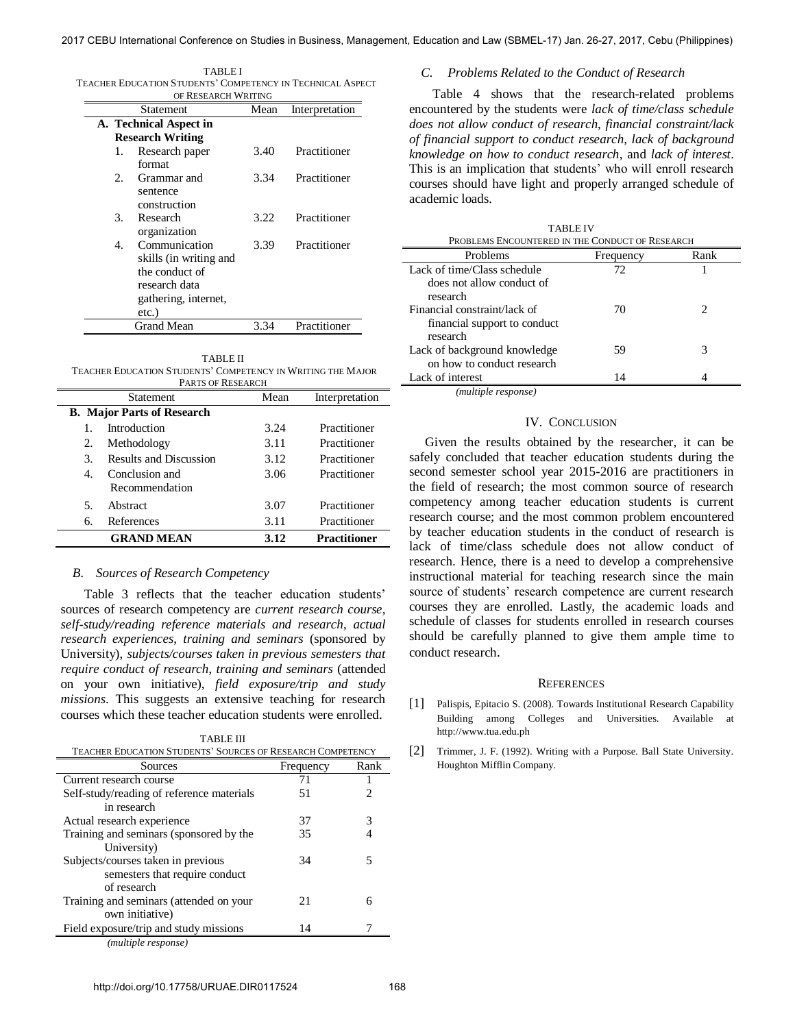TABLE I
TEACHER EDUCATION STUDENTS' COMPETENCY IN TECHNICAL ASPECT OF RESEARCH WRITING

| Statement | Mean | Interpretation |
|---|---|---|
| **A. Technical Aspect in Research Writing** | | |
| 1. Research paper format | 3.40 | Practitioner |
| 2. Grammar and sentence construction | 3.34 | Practitioner |
| 3. Research organization | 3.22 | Practitioner |
| 4. Communication skills (in writing and the conduct of research data gathering, internet, etc.) | 3.39 | Practitioner |
| Grand Mean | 3.34 | Practitioner |

TABLE II
TEACHER EDUCATION STUDENTS' COMPETENCY IN WRITING THE MAJOR PARTS OF RESEARCH

| Statement | Mean | Interpretation |
|---|---|---|
| **B. Major Parts of Research** | | |
| 1. Introduction | 3.24 | Practitioner |
| 2. Methodology | 3.11 | Practitioner |
| 3. Results and Discussion | 3.12 | Practitioner |
| 4. Conclusion and Recommendation | 3.06 | Practitioner |
| 5. Abstract | 3.07 | Practitioner |
| 6. References | 3.11 | Practitioner |
| **GRAND MEAN** | **3.12** | **Practitioner** |

### *B. Sources of Research Competency*

Table 3 reflects that the teacher education students' sources of research competency are *current research course*, *self-study/reading reference materials and research*, *actual research experiences*, *training and seminars* (sponsored by University), *subjects/courses taken in previous semesters that require conduct of research*, *training and seminars* (attended on your own initiative), *field exposure/trip and study missions*. This suggests an extensive teaching for research courses which these teacher education students were enrolled.

TABLE III
TEACHER EDUCATION STUDENTS' SOURCES OF RESEARCH COMPETENCY

| Sources | Frequency | Rank |
|---|---|---|
| Current research course | 71 | 1 |
| Self-study/reading of reference materials in research | 51 | 2 |
| Actual research experience | 37 | 3 |
| Training and seminars (sponsored by the University) | 35 | 4 |
| Subjects/courses taken in previous semesters that require conduct of research | 34 | 5 |
| Training and seminars (attended on your own initiative) | 21 | 6 |
| Field exposure/trip and study missions | 14 | 7 |

*(multiple response)*

### *C. Problems Related to the Conduct of Research*

Table 4 shows that the research-related problems encountered by the students were *lack of time/class schedule does not allow conduct of research*, *financial constraint/lack of financial support to conduct research*, *lack of background knowledge on how to conduct research*, and *lack of interest*. This is an implication that students' who will enroll research courses should have light and properly arranged schedule of academic loads.

TABLE IV
PROBLEMS ENCOUNTERED IN THE CONDUCT OF RESEARCH

| Problems | Frequency | Rank |
|---|---|---|
| Lack of time/Class schedule does not allow conduct of research | 72 | 1 |
| Financial constraint/lack of financial support to conduct research | 70 | 2 |
| Lack of background knowledge on how to conduct research | 59 | 3 |
| Lack of interest | 14 | 4 |

*(multiple response)*

## IV. CONCLUSION

Given the results obtained by the researcher, it can be safely concluded that teacher education students during the second semester school year 2015-2016 are practitioners in the field of research; the most common source of research competency among teacher education students is current research course; and the most common problem encountered by teacher education students in the conduct of research is lack of time/class schedule does not allow conduct of research. Hence, there is a need to develop a comprehensive instructional material for teaching research since the main source of students' research competence are current research courses they are enrolled. Lastly, the academic loads and schedule of classes for students enrolled in research courses should be carefully planned to give them ample time to conduct research.

## REFERENCES

[1] Palispis, Epitacio S. (2008). Towards Institutional Research Capability Building among Colleges and Universities. Available at http://www.tua.edu.ph

[2] Trimmer, J. F. (1992). Writing with a Purpose. Ball State University. Houghton Mifflin Company.